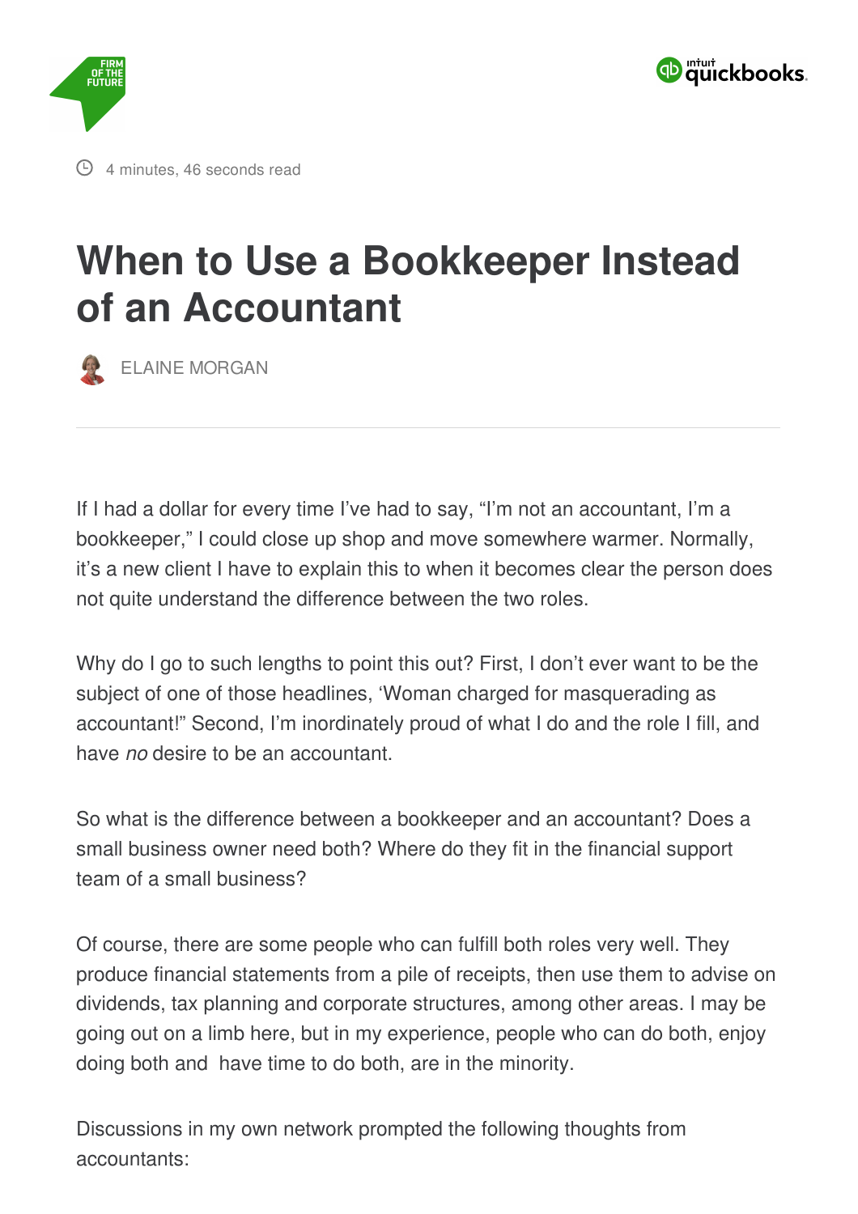4 minutes, 46 seconds read

# When to Use a Bookkeeper Instead of an Accountant

ELAINE MORGAN

---

If I had a dollar for every time I've had to say, "I'm not an accountant, I'm a bookkeeper," I could close up shop and move somewhere warmer. Normally, it's a new client I have to explain this to when it becomes clear the person does not quite understand the difference between the two roles.

Why do I go to such lengths to point this out? First, I don't ever want to be the subject of one of those headlines, 'Woman charged for masquerading as accountant!" Second, I'm inordinately proud of what I do and the role I fill, and have *no* desire to be an accountant.

So what is the difference between a bookkeeper and an accountant? Does a small business owner need both? Where do they fit in the financial support team of a small business?

Of course, there are some people who can fulfill both roles very well. They produce financial statements from a pile of receipts, then use them to advise on dividends, tax planning and corporate structures, among other areas. I may be going out on a limb here, but in my experience, people who can do both, enjoy doing both and have time to do both, are in the minority.

Discussions in my own network prompted the following thoughts from accountants: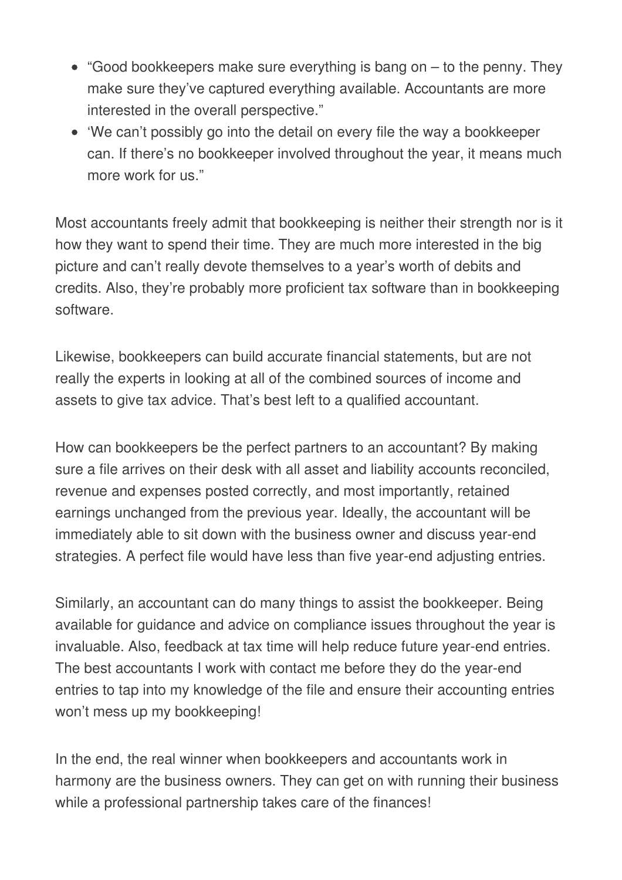- "Good bookkeepers make sure everything is bang on – to the penny. They make sure they've captured everything available. Accountants are more interested in the overall perspective."
- 'We can't possibly go into the detail on every file the way a bookkeeper can. If there's no bookkeeper involved throughout the year, it means much more work for us."

Most accountants freely admit that bookkeeping is neither their strength nor is it how they want to spend their time. They are much more interested in the big picture and can't really devote themselves to a year's worth of debits and credits. Also, they're probably more proficient tax software than in bookkeeping software.

Likewise, bookkeepers can build accurate financial statements, but are not really the experts in looking at all of the combined sources of income and assets to give tax advice. That's best left to a qualified accountant.

How can bookkeepers be the perfect partners to an accountant? By making sure a file arrives on their desk with all asset and liability accounts reconciled, revenue and expenses posted correctly, and most importantly, retained earnings unchanged from the previous year. Ideally, the accountant will be immediately able to sit down with the business owner and discuss year-end strategies. A perfect file would have less than five year-end adjusting entries.

Similarly, an accountant can do many things to assist the bookkeeper. Being available for guidance and advice on compliance issues throughout the year is invaluable. Also, feedback at tax time will help reduce future year-end entries. The best accountants I work with contact me before they do the year-end entries to tap into my knowledge of the file and ensure their accounting entries won't mess up my bookkeeping!

In the end, the real winner when bookkeepers and accountants work in harmony are the business owners. They can get on with running their business while a professional partnership takes care of the finances!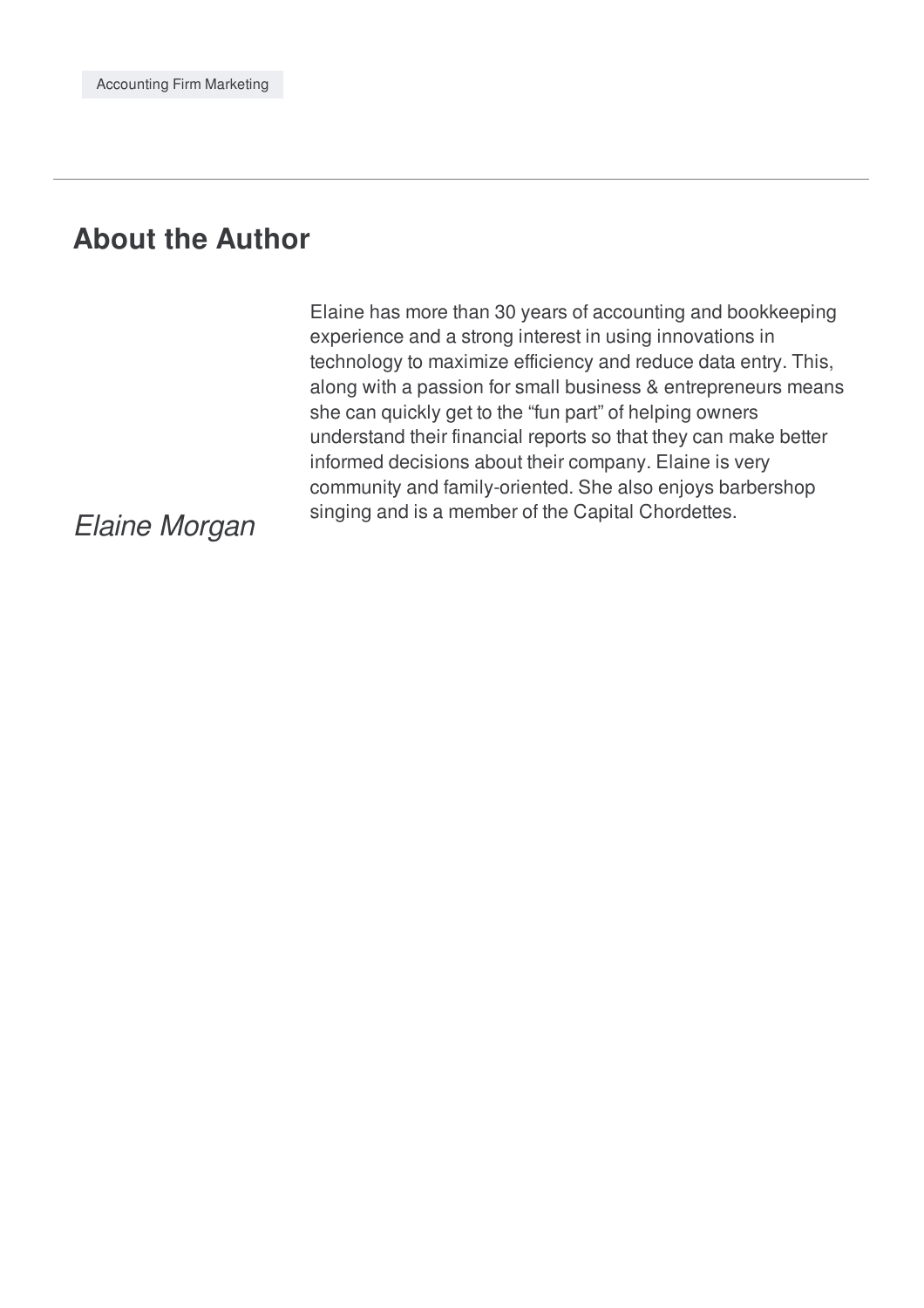Accounting Firm Marketing

---

## About the Author

*Elaine Morgan*

Elaine has more than 30 years of accounting and bookkeeping experience and a strong interest in using innovations in technology to maximize efficiency and reduce data entry. This, along with a passion for small business & entrepreneurs means she can quickly get to the “fun part” of helping owners understand their financial reports so that they can make better informed decisions about their company. Elaine is very community and family-oriented. She also enjoys barbershop singing and is a member of the Capital Chordettes.